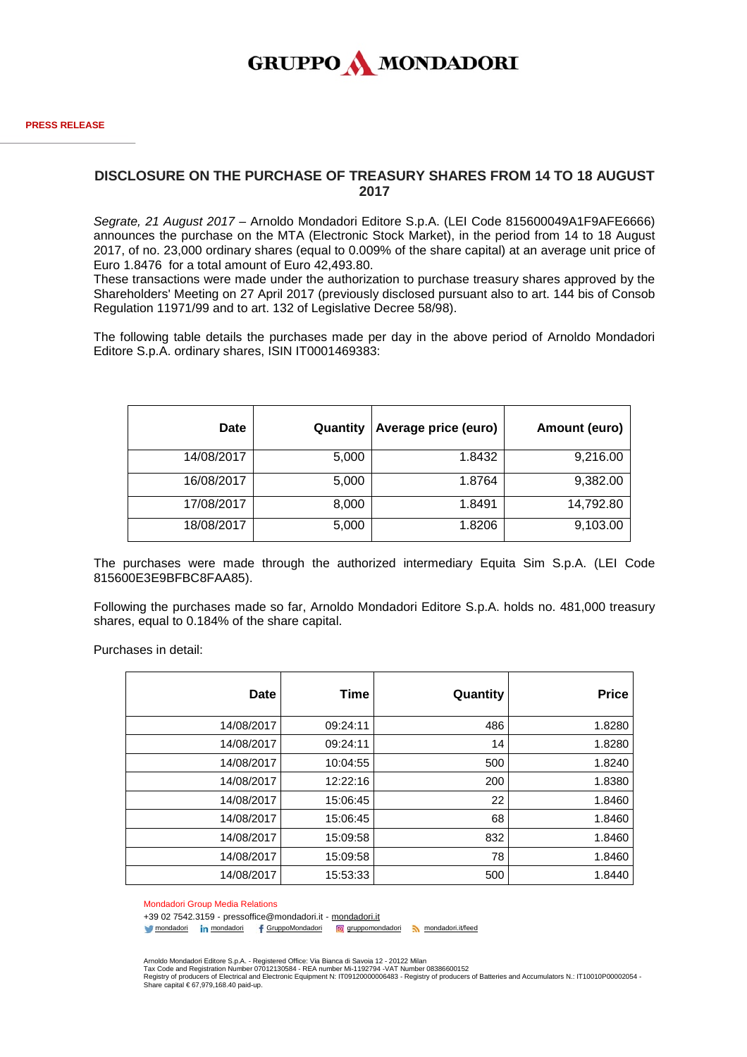GRUPPO MONDADORI

**PRESS RELEASE**

## DISCLOSURE ON THE PURCHASE OF TREASURY SHARES FROM 14 TO 18 AUGUST 2017

*Segrate, 21 August 2017* – Arnoldo Mondadori Editore S.p.A. (LEI Code 815600049A1F9AFE6666) announces the purchase on the MTA (Electronic Stock Market), in the period from 14 to 18 August 2017, of no. 23,000 ordinary shares (equal to 0.009% of the share capital) at an average unit price of Euro 1.8476 for a total amount of Euro 42,493.80.
These transactions were made under the authorization to purchase treasury shares approved by the Shareholders' Meeting on 27 April 2017 (previously disclosed pursuant also to art. 144 bis of Consob Regulation 11971/99 and to art. 132 of Legislative Decree 58/98).

The following table details the purchases made per day in the above period of Arnoldo Mondadori Editore S.p.A. ordinary shares, ISIN IT0001469383:

| Date | Quantity | Average price (euro) | Amount (euro) |
|---:|---:|---:|---:|
| 14/08/2017 | 5,000 | 1.8432 | 9,216.00 |
| 16/08/2017 | 5,000 | 1.8764 | 9,382.00 |
| 17/08/2017 | 8,000 | 1.8491 | 14,792.80 |
| 18/08/2017 | 5,000 | 1.8206 | 9,103.00 |

The purchases were made through the authorized intermediary Equita Sim S.p.A. (LEI Code 815600E3E9BFBC8FAA85).

Following the purchases made so far, Arnoldo Mondadori Editore S.p.A. holds no. 481,000 treasury shares, equal to 0.184% of the share capital.

Purchases in detail:

| Date | Time | Quantity | Price |
|---:|---:|---:|---:|
| 14/08/2017 | 09:24:11 | 486 | 1.8280 |
| 14/08/2017 | 09:24:11 | 14 | 1.8280 |
| 14/08/2017 | 10:04:55 | 500 | 1.8240 |
| 14/08/2017 | 12:22:16 | 200 | 1.8380 |
| 14/08/2017 | 15:06:45 | 22 | 1.8460 |
| 14/08/2017 | 15:06:45 | 68 | 1.8460 |
| 14/08/2017 | 15:09:58 | 832 | 1.8460 |
| 14/08/2017 | 15:09:58 | 78 | 1.8460 |
| 14/08/2017 | 15:53:33 | 500 | 1.8440 |

Mondadori Group Media Relations
+39 02 7542.3159 - pressoffice@mondadori.it - mondadori.it
mondadori mondadori GruppoMondadori gruppomondadori mondadori.it/feed

Arnoldo Mondadori Editore S.p.A. - Registered Office: Via Bianca di Savoia 12 - 20122 Milan
Tax Code and Registration Number 07012130584 - REA number Mi-1192794 -VAT Number 08386600152
Registry of producers of Electrical and Electronic Equipment N: IT09120000006483 - Registry of producers of Batteries and Accumulators N.: IT10010P00002054 - Share capital € 67,979,168.40 paid-up.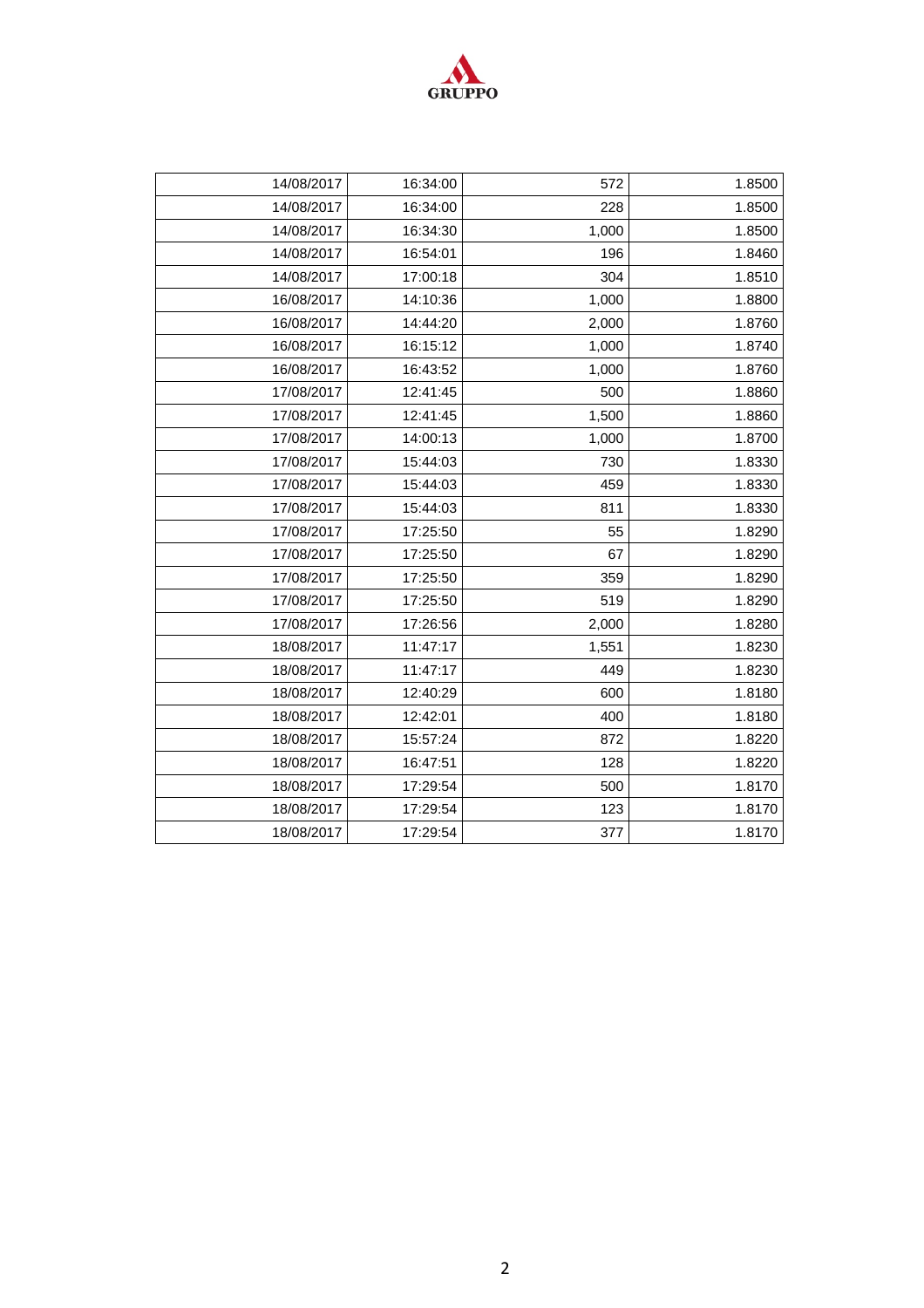| | | | |
|---|---|---|---|
| 14/08/2017 | 16:34:00 | 572 | 1.8500 |
| 14/08/2017 | 16:34:00 | 228 | 1.8500 |
| 14/08/2017 | 16:34:30 | 1,000 | 1.8500 |
| 14/08/2017 | 16:54:01 | 196 | 1.8460 |
| 14/08/2017 | 17:00:18 | 304 | 1.8510 |
| 16/08/2017 | 14:10:36 | 1,000 | 1.8800 |
| 16/08/2017 | 14:44:20 | 2,000 | 1.8760 |
| 16/08/2017 | 16:15:12 | 1,000 | 1.8740 |
| 16/08/2017 | 16:43:52 | 1,000 | 1.8760 |
| 17/08/2017 | 12:41:45 | 500 | 1.8860 |
| 17/08/2017 | 12:41:45 | 1,500 | 1.8860 |
| 17/08/2017 | 14:00:13 | 1,000 | 1.8700 |
| 17/08/2017 | 15:44:03 | 730 | 1.8330 |
| 17/08/2017 | 15:44:03 | 459 | 1.8330 |
| 17/08/2017 | 15:44:03 | 811 | 1.8330 |
| 17/08/2017 | 17:25:50 | 55 | 1.8290 |
| 17/08/2017 | 17:25:50 | 67 | 1.8290 |
| 17/08/2017 | 17:25:50 | 359 | 1.8290 |
| 17/08/2017 | 17:25:50 | 519 | 1.8290 |
| 17/08/2017 | 17:26:56 | 2,000 | 1.8280 |
| 18/08/2017 | 11:47:17 | 1,551 | 1.8230 |
| 18/08/2017 | 11:47:17 | 449 | 1.8230 |
| 18/08/2017 | 12:40:29 | 600 | 1.8180 |
| 18/08/2017 | 12:42:01 | 400 | 1.8180 |
| 18/08/2017 | 15:57:24 | 872 | 1.8220 |
| 18/08/2017 | 16:47:51 | 128 | 1.8220 |
| 18/08/2017 | 17:29:54 | 500 | 1.8170 |
| 18/08/2017 | 17:29:54 | 123 | 1.8170 |
| 18/08/2017 | 17:29:54 | 377 | 1.8170 |